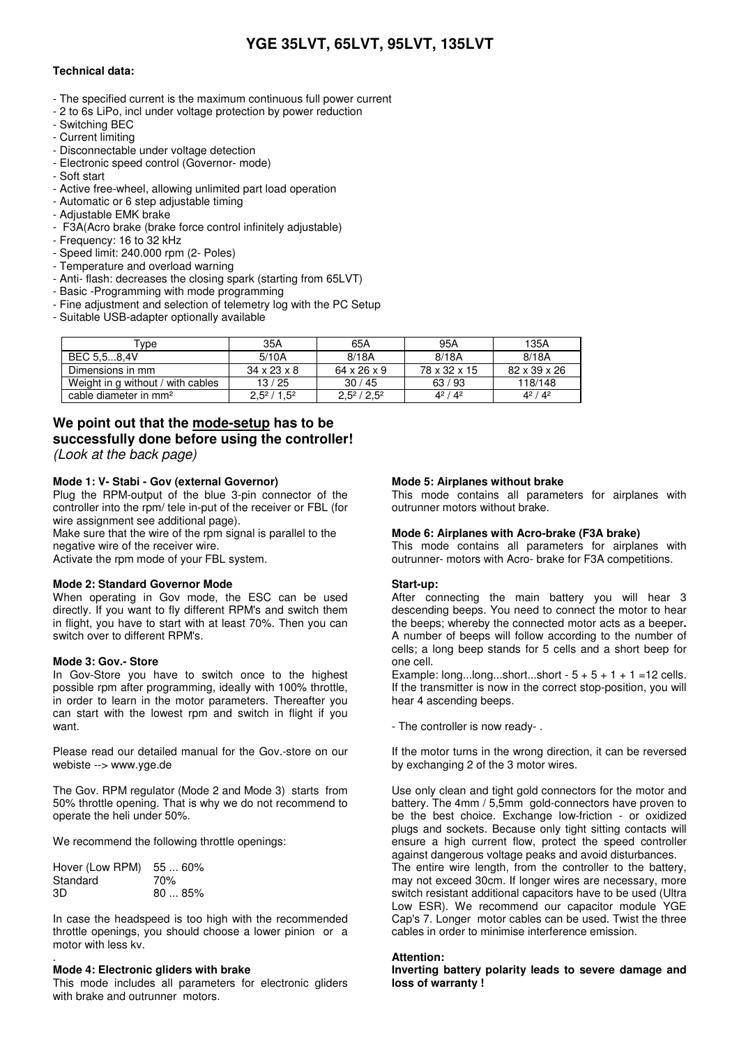# YGE 35LVT, 65LVT, 95LVT, 135LVT

**Technical data:**

- The specified current is the maximum continuous full power current
- 2 to 6s LiPo, incl under voltage protection by power reduction
- Switching BEC
- Current limiting
- Disconnectable under voltage detection
- Electronic speed control (Governor- mode)
- Soft start
- Active free-wheel, allowing unlimited part load operation
- Automatic or 6 step adjustable timing
- Adjustable EMK brake
- F3A(Acro brake (brake force control infinitely adjustable)
- Frequency: 16 to 32 kHz
- Speed limit: 240.000 rpm (2- Poles)
- Temperature and overload warning
- Anti- flash: decreases the closing spark (starting from 65LVT)
- Basic -Programming with mode programming
- Fine adjustment and selection of telemetry log with the PC Setup
- Suitable USB-adapter optionally available

| Type | 35A | 65A | 95A | 135A |
|---|---|---|---|---|
| BEC 5,5...8,4V | 5/10A | 8/18A | 8/18A | 8/18A |
| Dimensions in mm | 34 x 23 x 8 | 64 x 26 x 9 | 78 x 32 x 15 | 82 x 39 x 26 |
| Weight in g without / with cables | 13 / 25 | 30 / 45 | 63 / 93 | 118/148 |
| cable diameter in mm² | 2,5² / 1,5² | 2,5² / 2,5² | 4² / 4² | 4² / 4² |

## We point out that the mode-setup has to be successfully done before using the controller!

*(Look at the back page)*

**Mode 1: V- Stabi - Gov (external Governor)**

Plug the RPM-output of the blue 3-pin connector of the controller into the rpm/ tele in-put of the receiver or FBL (for wire assignment see additional page).

Make sure that the wire of the rpm signal is parallel to the negative wire of the receiver wire.

Activate the rpm mode of your FBL system.

**Mode 2: Standard Governor Mode**

When operating in Gov mode, the ESC can be used directly. If you want to fly different RPM's and switch them in flight, you have to start with at least 70%. Then you can switch over to different RPM's.

**Mode 3: Gov.- Store**

In Gov-Store you have to switch once to the highest possible rpm after programming, ideally with 100% throttle, in order to learn in the motor parameters. Thereafter you can start with the lowest rpm and switch in flight if you want.

Please read our detailed manual for the Gov.-store on our webiste --> www.yge.de

The Gov. RPM regulator (Mode 2 and Mode 3) starts from 50% throttle opening. That is why we do not recommend to operate the heli under 50%.

We recommend the following throttle openings:

| | |
|---|---|
| Hover (Low RPM) | 55 ... 60% |
| Standard | 70% |
| 3D | 80 ... 85% |

In case the headspeed is too high with the recommended throttle openings, you should choose a lower pinion or a motor with less kv.

**Mode 4: Electronic gliders with brake**

This mode includes all parameters for electronic gliders with brake and outrunner motors.

**Mode 5: Airplanes without brake**

This mode contains all parameters for airplanes with outrunner motors without brake.

**Mode 6: Airplanes with Acro-brake (F3A brake)**

This mode contains all parameters for airplanes with outrunner- motors with Acro- brake for F3A competitions.

**Start-up:**

After connecting the main battery you will hear 3 descending beeps. You need to connect the motor to hear the beeps; whereby the connected motor acts as a beeper**.** A number of beeps will follow according to the number of cells; a long beep stands for 5 cells and a short beep for one cell.

Example: long...long...short...short - 5 + 5 + 1 + 1 =12 cells. If the transmitter is now in the correct stop-position, you will hear 4 ascending beeps.

- The controller is now ready- .

If the motor turns in the wrong direction, it can be reversed by exchanging 2 of the 3 motor wires.

Use only clean and tight gold connectors for the motor and battery. The 4mm / 5,5mm gold-connectors have proven to be the best choice. Exchange low-friction - or oxidized plugs and sockets. Because only tight sitting contacts will ensure a high current flow, protect the speed controller against dangerous voltage peaks and avoid disturbances.

The entire wire length, from the controller to the battery, may not exceed 30cm. If longer wires are necessary, more switch resistant additional capacitors have to be used (Ultra Low ESR). We recommend our capacitor module YGE Cap's 7. Longer motor cables can be used. Twist the three cables in order to minimise interference emission.

**Attention:**

**Inverting battery polarity leads to severe damage and loss of warranty !**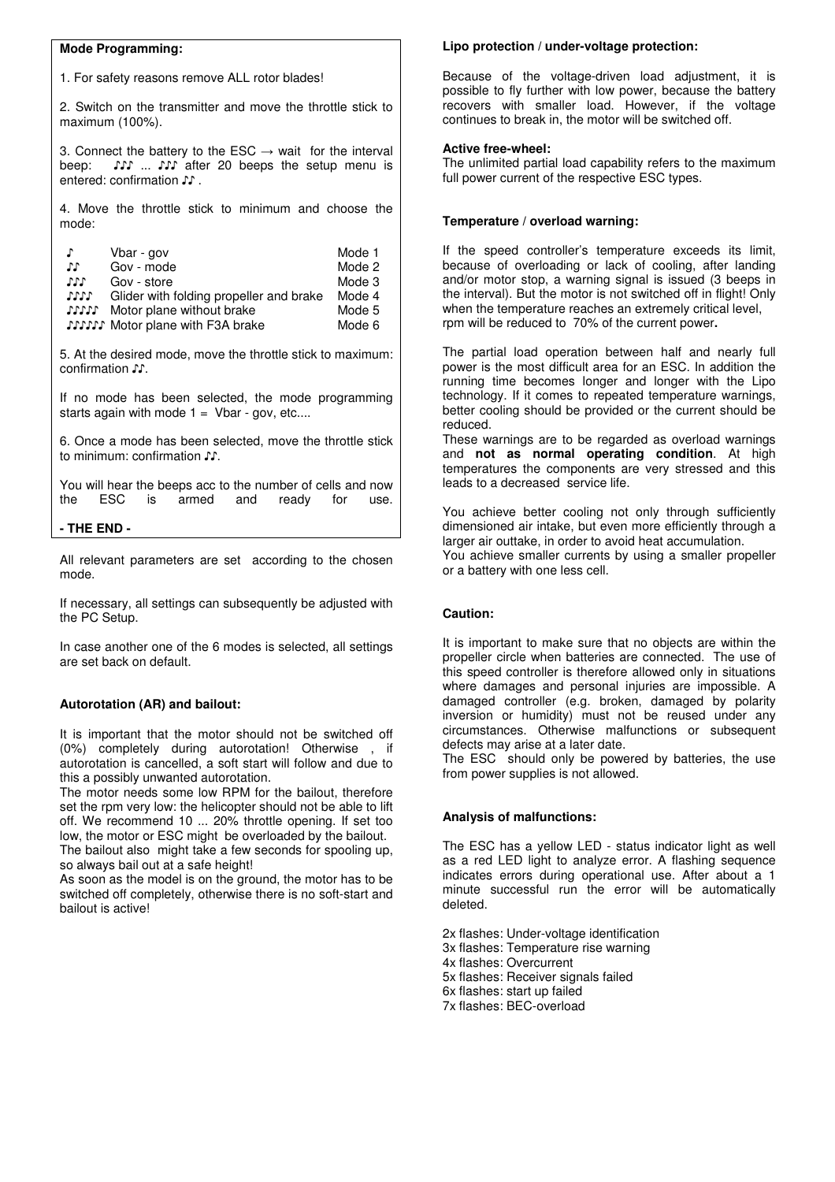**Mode Programming:**

1. For safety reasons remove ALL rotor blades!

2. Switch on the transmitter and move the throttle stick to maximum (100%).

3. Connect the battery to the ESC → wait for the interval beep: ♪♪♪ ... ♪♪♪ after 20 beeps the setup menu is entered: confirmation ♪♪ .

4. Move the throttle stick to minimum and choose the mode:

| | | |
|---|---|---|
| ♪ | Vbar - gov | Mode 1 |
| ♪♪ | Gov - mode | Mode 2 |
| ♪♪♪ | Gov - store | Mode 3 |
| ♪♪♪♪ | Glider with folding propeller and brake | Mode 4 |
| ♪♪♪♪♪ | Motor plane without brake | Mode 5 |
| ♪♪♪♪♪♪ | Motor plane with F3A brake | Mode 6 |

5. At the desired mode, move the throttle stick to maximum: confirmation ♪♪.

If no mode has been selected, the mode programming starts again with mode 1 = Vbar - gov, etc....

6. Once a mode has been selected, move the throttle stick to minimum: confirmation ♪♪.

You will hear the beeps acc to the number of cells and now the ESC is armed and ready for use.

**- THE END -**

All relevant parameters are set according to the chosen mode.

If necessary, all settings can subsequently be adjusted with the PC Setup.

In case another one of the 6 modes is selected, all settings are set back on default.

**Autorotation (AR) and bailout:**

It is important that the motor should not be switched off (0%) completely during autorotation! Otherwise , if autorotation is cancelled, a soft start will follow and due to this a possibly unwanted autorotation.

The motor needs some low RPM for the bailout, therefore set the rpm very low: the helicopter should not be able to lift off. We recommend 10 ... 20% throttle opening. If set too low, the motor or ESC might be overloaded by the bailout.

The bailout also might take a few seconds for spooling up, so always bail out at a safe height!

As soon as the model is on the ground, the motor has to be switched off completely, otherwise there is no soft-start and bailout is active!

**Lipo protection / under-voltage protection:**

Because of the voltage-driven load adjustment, it is possible to fly further with low power, because the battery recovers with smaller load. However, if the voltage continues to break in, the motor will be switched off.

**Active free-wheel:**

The unlimited partial load capability refers to the maximum full power current of the respective ESC types.

**Temperature / overload warning:**

If the speed controller's temperature exceeds its limit, because of overloading or lack of cooling, after landing and/or motor stop, a warning signal is issued (3 beeps in the interval). But the motor is not switched off in flight! Only when the temperature reaches an extremely critical level, rpm will be reduced to 70% of the current power**.**

The partial load operation between half and nearly full power is the most difficult area for an ESC. In addition the running time becomes longer and longer with the Lipo technology. If it comes to repeated temperature warnings, better cooling should be provided or the current should be reduced.

These warnings are to be regarded as overload warnings and **not as normal operating condition**. At high temperatures the components are very stressed and this leads to a decreased service life.

You achieve better cooling not only through sufficiently dimensioned air intake, but even more efficiently through a larger air outtake, in order to avoid heat accumulation.

You achieve smaller currents by using a smaller propeller or a battery with one less cell.

**Caution:**

It is important to make sure that no objects are within the propeller circle when batteries are connected. The use of this speed controller is therefore allowed only in situations where damages and personal injuries are impossible. A damaged controller (e.g. broken, damaged by polarity inversion or humidity) must not be reused under any circumstances. Otherwise malfunctions or subsequent defects may arise at a later date.

The ESC should only be powered by batteries, the use from power supplies is not allowed.

**Analysis of malfunctions:**

The ESC has a yellow LED - status indicator light as well as a red LED light to analyze error. A flashing sequence indicates errors during operational use. After about a 1 minute successful run the error will be automatically deleted.

2x flashes: Under-voltage identification
3x flashes: Temperature rise warning
4x flashes: Overcurrent
5x flashes: Receiver signals failed
6x flashes: start up failed
7x flashes: BEC-overload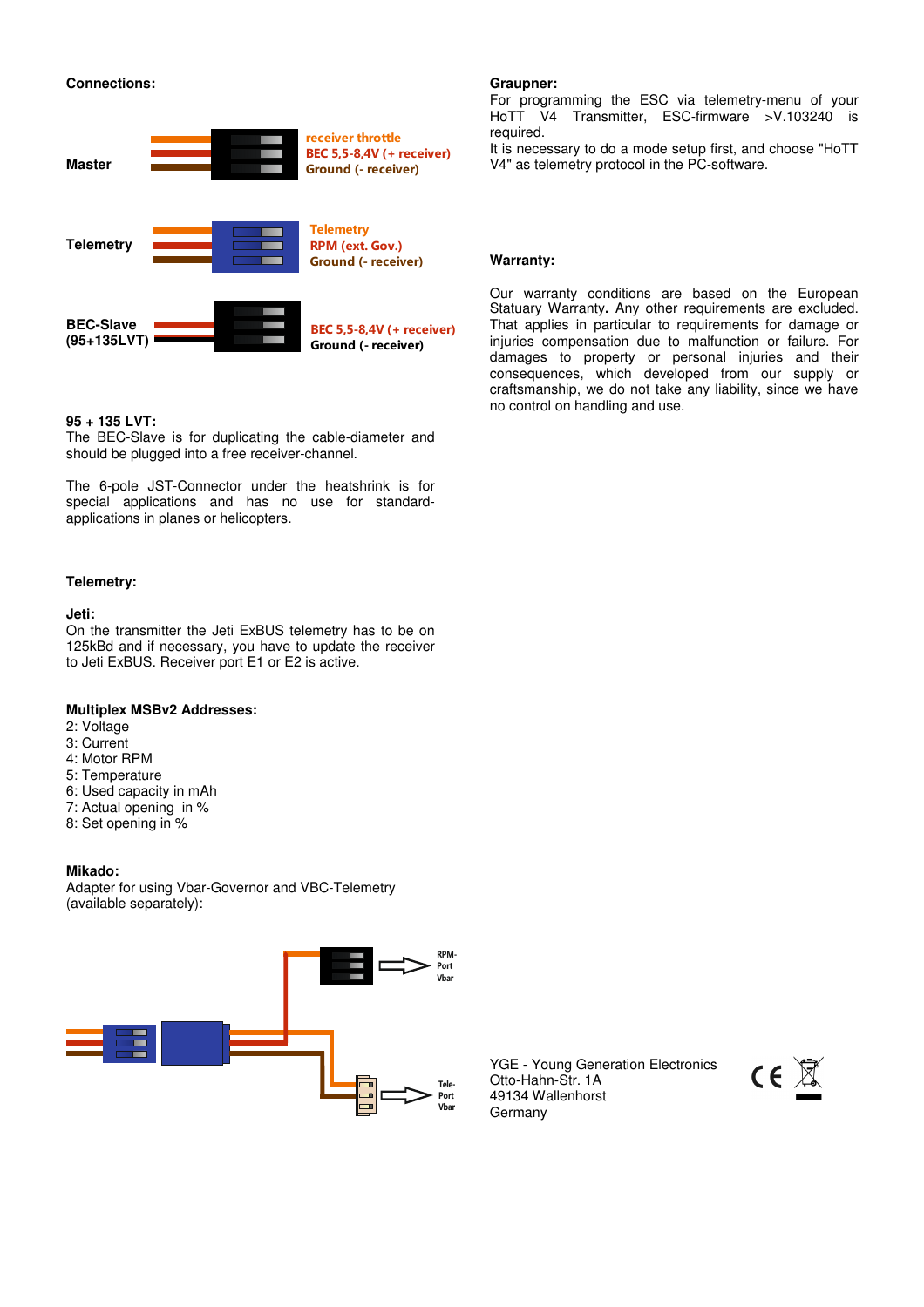**Connections:**

Master

receiver throttle
BEC 5,5-8,4V (+ receiver)
Ground (- receiver)

Telemetry

Telemetry
RPM (ext. Gov.)
Ground (- receiver)

BEC-Slave
(95+135LVT)

BEC 5,5-8,4V (+ receiver)
Ground (- receiver)

**95 + 135 LVT:**
The BEC-Slave is for duplicating the cable-diameter and should be plugged into a free receiver-channel.

The 6-pole JST-Connector under the heatshrink is for special applications and has no use for standard-applications in planes or helicopters.

**Telemetry:**

**Jeti:**
On the transmitter the Jeti ExBUS telemetry has to be on 125kBd and if necessary, you have to update the receiver to Jeti ExBUS. Receiver port E1 or E2 is active.

**Multiplex MSBv2 Addresses:**
2: Voltage
3: Current
4: Motor RPM
5: Temperature
6: Used capacity in mAh
7: Actual opening in %
8: Set opening in %

**Mikado:**
Adapter for using Vbar-Governor and VBC-Telemetry (available separately):

RPM-
Port
Vbar

Tele-
Port
Vbar

**Graupner:**
For programming the ESC via telemetry-menu of your HoTT V4 Transmitter, ESC-firmware >V.103240 is required.
It is necessary to do a mode setup first, and choose "HoTT V4" as telemetry protocol in the PC-software.

**Warranty:**

Our warranty conditions are based on the European Statuary Warranty**.** Any other requirements are excluded. That applies in particular to requirements for damage or injuries compensation due to malfunction or failure. For damages to property or personal injuries and their consequences, which developed from our supply or craftsmanship, we do not take any liability, since we have no control on handling and use.

YGE - Young Generation Electronics
Otto-Hahn-Str. 1A
49134 Wallenhorst
Germany